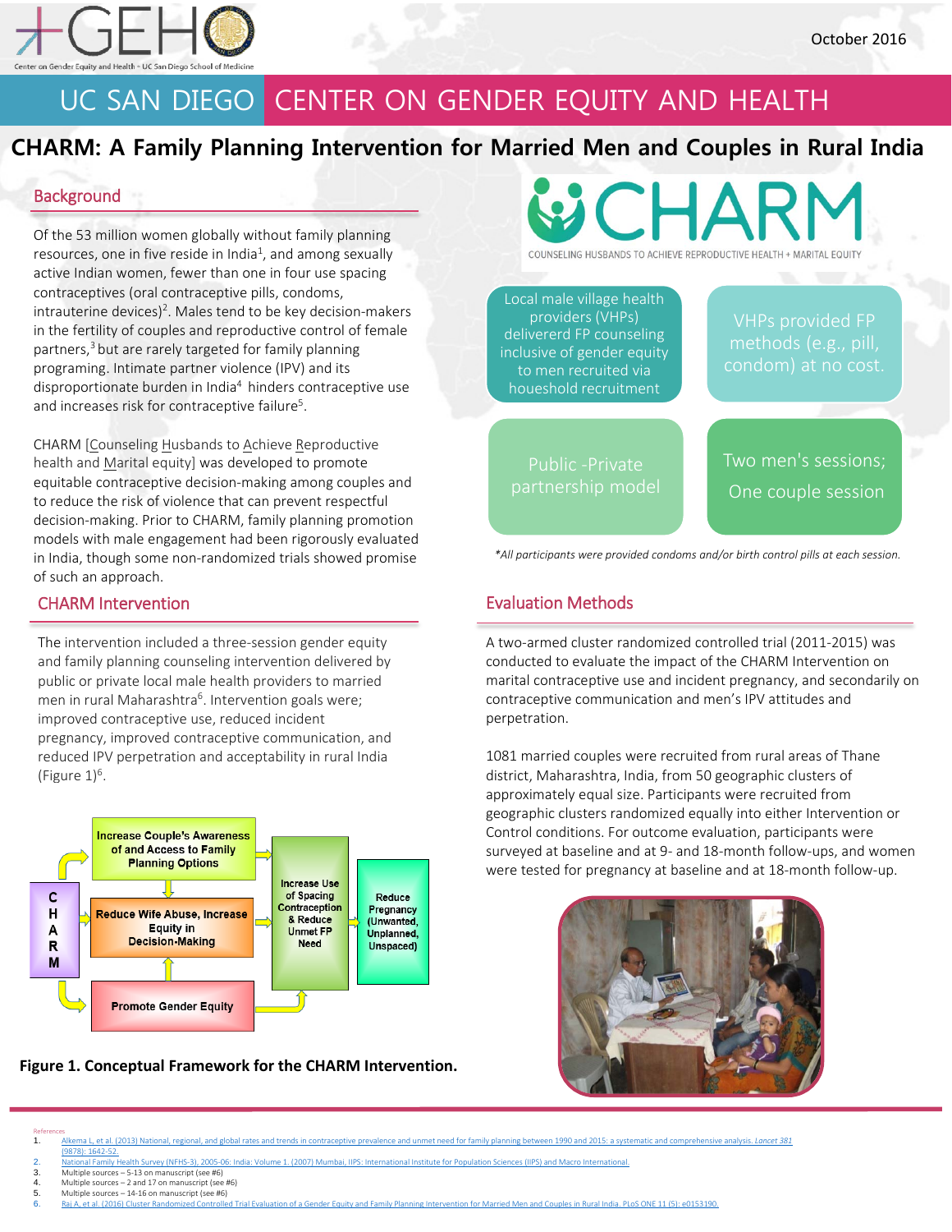October 2016

# UC SAN DIEGO CENTER ON GENDER EQUITY AND HEALTH

## CHARM: A Family Planning Intervention for Married Men and Couples in Rural India

### Background

Of the 53 million women globally without family planning resources, one in five reside in India[1], and among sexually active Indian women, fewer than one in four use spacing contraceptives (oral contraceptive pills, condoms, intrauterine devices)[2]. Males tend to be key decision-makers in the fertility of couples and reproductive control of female partners,[3] but are rarely targeted for family planning programing. Intimate partner violence (IPV) and its disproportionate burden in India[4] hinders contraceptive use and increases risk for contraceptive failure[5].

CHARM [Counseling Husbands to Achieve Reproductive health and Marital equity] was developed to promote equitable contraceptive decision-making among couples and to reduce the risk of violence that can prevent respectful decision-making. Prior to CHARM, family planning promotion models with male engagement had been rigorously evaluated in India, though some non-randomized trials showed promise of such an approach.

CHARM

COUNSELING HUSBANDS TO ACHIEVE REPRODUCTIVE HEALTH + MARITAL EQUITY

- Local male village health providers (VHPs) delivererd FP counseling inclusive of gender equity to men recruited via houeshold recruitment
- VHPs provided FP methods (e.g., pill, condom) at no cost.
- Public -Private partnership model
- Two men's sessions; One couple session

*All participants were provided condoms and/or birth control pills at each session.*

### CHARM Intervention

The intervention included a three-session gender equity and family planning counseling intervention delivered by public or private local male health providers to married men in rural Maharashtra[6]. Intervention goals were; improved contraceptive use, reduced incident pregnancy, improved contraceptive communication, and reduced IPV perpetration and acceptability in rural India (Figure 1)[6].

CHARM → Increase Couple's Awareness of and Access to Family Planning Options; Reduce Wife Abuse, Increase Equity in Decision-Making; Promote Gender Equity → Increase Use of Spacing Contraception & Reduce Unmet FP Need → Reduce Pregnancy (Unwanted, Unplanned, Unspaced)

**Figure 1. Conceptual Framework for the CHARM Intervention.**

### Evaluation Methods

A two-armed cluster randomized controlled trial (2011-2015) was conducted to evaluate the impact of the CHARM Intervention on marital contraceptive use and incident pregnancy, and secondarily on contraceptive communication and men's IPV attitudes and perpetration.

1081 married couples were recruited from rural areas of Thane district, Maharashtra, India, from 50 geographic clusters of approximately equal size. Participants were recruited from geographic clusters randomized equally into either Intervention or Control conditions. For outcome evaluation, participants were surveyed at baseline and at 9- and 18-month follow-ups, and women were tested for pregnancy at baseline and at 18-month follow-up.

References

1. Alkema L, et al. (2013) National, regional, and global rates and trends in contraceptive prevalence and unmet need for family planning between 1990 and 2015: a systematic and comprehensive analysis. *Lancet 381* (9878): 1642-52.
2. National Family Health Survey (NFHS-3), 2005-06: India: Volume 1. (2007) Mumbai, IIPS: International Institute for Population Sciences (IIPS) and Macro International.
3. Multiple sources – 5-13 on manuscript (see #6)
4. Multiple sources – 2 and 17 on manuscript (see #6)
5. Multiple sources – 14-16 on manuscript (see #6)
6. Raj A, et al. (2016) Cluster Randomized Controlled Trial Evaluation of a Gender Equity and Family Planning Intervention for Married Men and Couples in Rural India. PLoS ONE 11 (5): e0153190.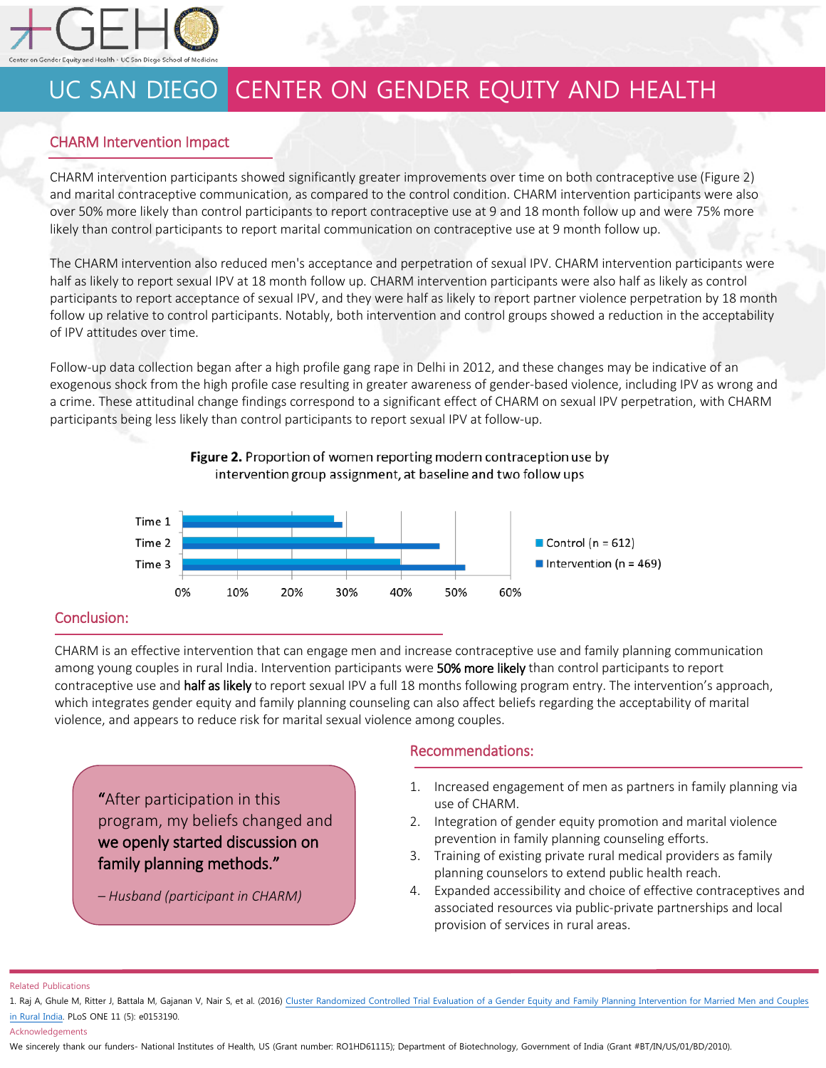# UC SAN DIEGO CENTER ON GENDER EQUITY AND HEALTH

## CHARM Intervention Impact

CHARM intervention participants showed significantly greater improvements over time on both contraceptive use (Figure 2) and marital contraceptive communication, as compared to the control condition. CHARM intervention participants were also over 50% more likely than control participants to report contraceptive use at 9 and 18 month follow up and were 75% more likely than control participants to report marital communication on contraceptive use at 9 month follow up.

The CHARM intervention also reduced men's acceptance and perpetration of sexual IPV. CHARM intervention participants were half as likely to report sexual IPV at 18 month follow up. CHARM intervention participants were also half as likely as control participants to report acceptance of sexual IPV, and they were half as likely to report partner violence perpetration by 18 month follow up relative to control participants. Notably, both intervention and control groups showed a reduction in the acceptability of IPV attitudes over time.

Follow-up data collection began after a high profile gang rape in Delhi in 2012, and these changes may be indicative of an exogenous shock from the high profile case resulting in greater awareness of gender-based violence, including IPV as wrong and a crime. These attitudinal change findings correspond to a significant effect of CHARM on sexual IPV perpetration, with CHARM participants being less likely than control participants to report sexual IPV at follow-up.

**Figure 2.** Proportion of women reporting modern contraception use by intervention group assignment, at baseline and two follow ups

Time 1
Time 2
Time 3

0%
10%
20%
30%
40%
50%
60%

Control (n = 612)
Intervention (n = 469)

## Conclusion:

CHARM is an effective intervention that can engage men and increase contraceptive use and family planning communication among young couples in rural India. Intervention participants were **50% more likely** than control participants to report contraceptive use and **half as likely** to report sexual IPV a full 18 months following program entry. The intervention's approach, which integrates gender equity and family planning counseling can also affect beliefs regarding the acceptability of marital violence, and appears to reduce risk for marital sexual violence among couples.

> "After participation in this program, my beliefs changed and **we openly started discussion on family planning methods."**
>
> *– Husband (participant in CHARM)*

## Recommendations:

1. Increased engagement of men as partners in family planning via use of CHARM.
2. Integration of gender equity promotion and marital violence prevention in family planning counseling efforts.
3. Training of existing private rural medical providers as family planning counselors to extend public health reach.
4. Expanded accessibility and choice of effective contraceptives and associated resources via public-private partnerships and local provision of services in rural areas.

Related Publications

1. Raj A, Ghule M, Ritter J, Battala M, Gajanan V, Nair S, et al. (2016) Cluster Randomized Controlled Trial Evaluation of a Gender Equity and Family Planning Intervention for Married Men and Couples in Rural India. PLoS ONE 11 (5): e0153190.

Acknowledgements

We sincerely thank our funders- National Institutes of Health, US (Grant number: RO1HD61115); Department of Biotechnology, Government of India (Grant #BT/IN/US/01/BD/2010).